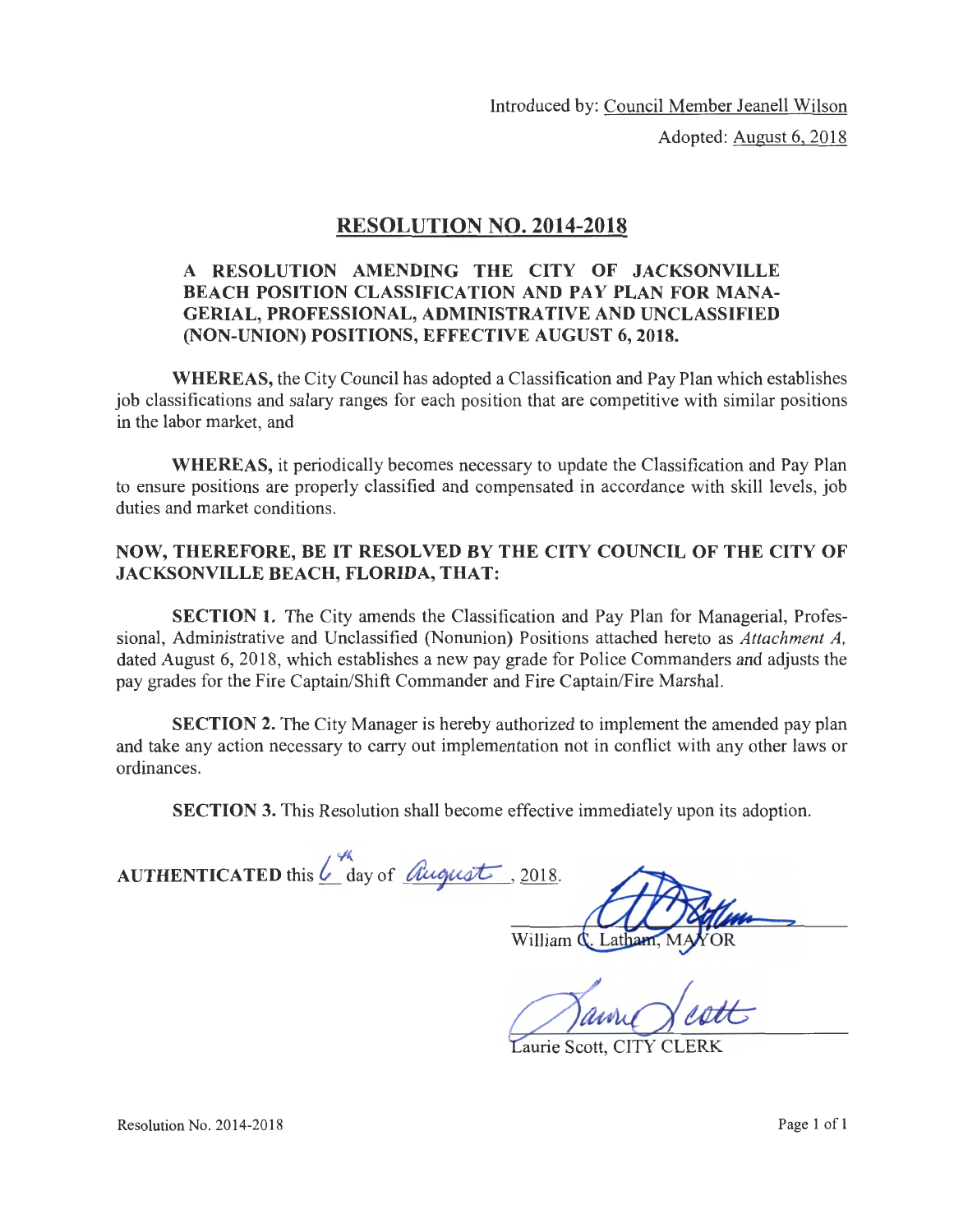Introduced by: Council Member Jeanell Wilson

Adopted: August 6, 2018

# RESOLUTION NO. 2014-2018

## A RESOLUTION AMENDING THE CITY OF JACKSONVILLE BEACH POSITION CLASSIFICATION AND PAY PLAN FOR MANAGERIAL, PROFESSIONAL, ADMINISTRATIVE AND UNCLASSIFIED (NON-UNION) POSITIONS, EFFECTIVE AUGUST 6, 2018.

**WHEREAS,** the City Council has adopted a Classification and Pay Plan which establishes job classifications and salary ranges for each position that are competitive with similar positions in the labor market, and

**WHEREAS,** it periodically becomes necessary to update the Classification and Pay Plan to ensure positions are properly classified and compensated in accordance with skill levels, job duties and market conditions.

**NOW, THEREFORE, BE IT RESOLVED BY THE CITY COUNCIL OF THE CITY OF JACKSONVILLE BEACH, FLORIDA, THAT:**

**SECTION 1.** The City amends the Classification and Pay Plan for Managerial, Professional, Administrative and Unclassified (Nonunion) Positions attached hereto as *Attachment A,* dated August 6, 2018, which establishes a new pay grade for Police Commanders and adjusts the pay grades for the Fire Captain/Shift Commander and Fire Captain/Fire Marshal.

**SECTION 2.** The City Manager is hereby authorized to implement the amended pay plan and take any action necessary to carry out implementation not in conflict with any other laws or ordinances.

**SECTION 3.** This Resolution shall become effective immediately upon its adoption.

**AUTHENTICATED** this 6th day of August, 2018.

William C. Latham, MAYOR

Laurie Scott, CITY CLERK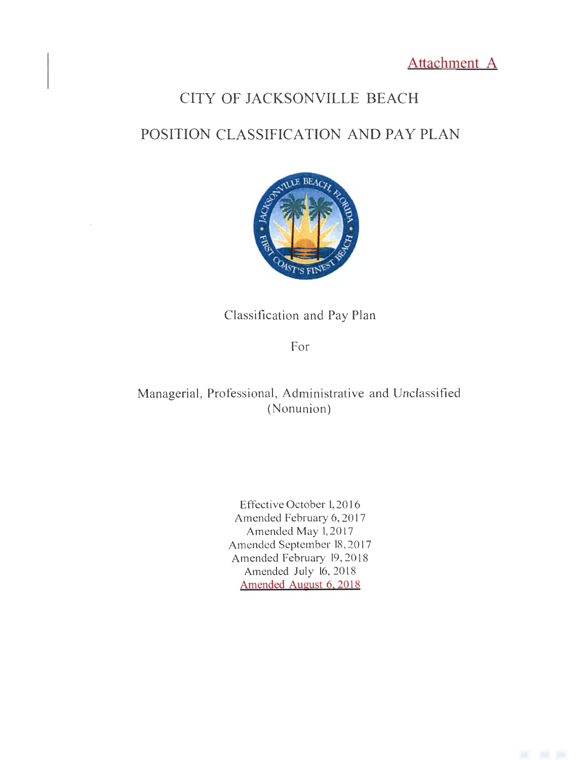Attachment A

# CITY OF JACKSONVILLE BEACH

## POSITION CLASSIFICATION AND PAY PLAN

Classification and Pay Plan

For

Managerial, Professional, Administrative and Unclassified (Nonunion)

Effective October 1, 2016
Amended February 6, 2017
Amended May 1, 2017
Amended September 18, 2017
Amended February 19, 2018
Amended July 16, 2018
Amended August 6, 2018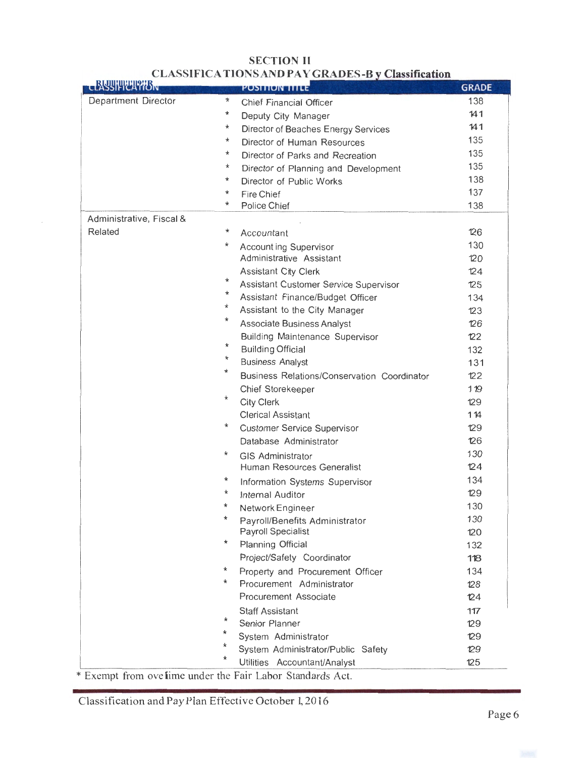# SECTION II
## CLASSIFICATIONS AND PAY GRADES-By Classification

| CLASSIFICATION | | POSITION TITLE | GRADE |
|---|---|---|---|
| Department Director | * | Chief Financial Officer | 138 |
| | * | Deputy City Manager | 141 |
| | * | Director of Beaches Energy Services | 141 |
| | * | Director of Human Resources | 135 |
| | * | Director of Parks and Recreation | 135 |
| | * | Director of Planning and Development | 135 |
| | * | Director of Public Works | 138 |
| | * | Fire Chief | 137 |
| | * | Police Chief | 138 |
| Administrative, Fiscal & Related | * | Accountant | 126 |
| | * | Accounting Supervisor | 130 |
| | | Administrative Assistant | 120 |
| | | Assistant City Clerk | 124 |
| | * | Assistant Customer Service Supervisor | 125 |
| | * | Assistant Finance/Budget Officer | 134 |
| | * | Assistant to the City Manager | 123 |
| | * | Associate Business Analyst | 126 |
| | | Building Maintenance Supervisor | 122 |
| | * | Building Official | 132 |
| | * | Business Analyst | 131 |
| | * | Business Relations/Conservation Coordinator | 122 |
| | | Chief Storekeeper | 119 |
| | * | City Clerk | 129 |
| | | Clerical Assistant | 114 |
| | * | Customer Service Supervisor | 129 |
| | | Database Administrator | 126 |
| | * | GIS Administrator | 130 |
| | | Human Resources Generalist | 124 |
| | * | Information Systems Supervisor | 134 |
| | * | Internal Auditor | 129 |
| | * | Network Engineer | 130 |
| | * | Payroll/Benefits Administrator | 130 |
| | | Payroll Specialist | 120 |
| | * | Planning Official | 132 |
| | | Project/Safety Coordinator | 118 |
| | * | Property and Procurement Officer | 134 |
| | * | Procurement Administrator | 128 |
| | | Procurement Associate | 124 |
| | | Staff Assistant | 117 |
| | * | Senior Planner | 129 |
| | * | System Administrator | 129 |
| | * | System Administrator/Public Safety | 129 |
| | * | Utilities Accountant/Analyst | 125 |

* Exempt from overtime under the Fair Labor Standards Act.

Classification and Pay Plan Effective October 1, 2016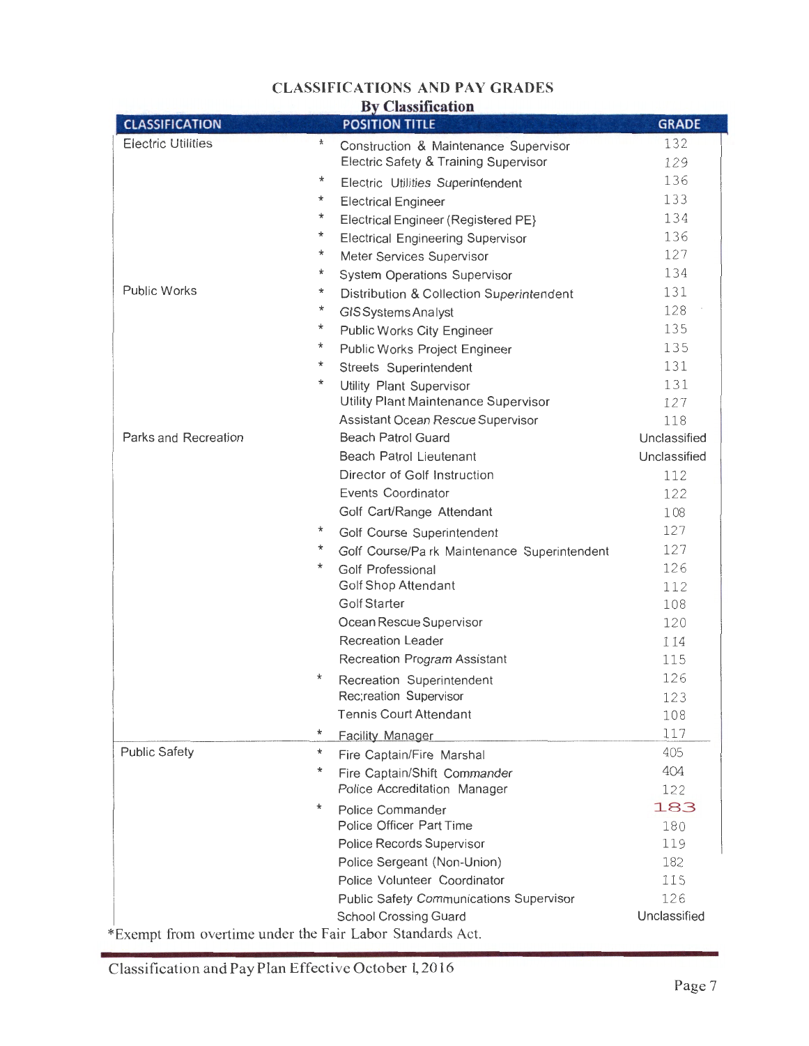# CLASSIFICATIONS AND PAY GRADES

## By Classification

| CLASSIFICATION | | POSITION TITLE | GRADE |
|---|---|---|---|
| Electric Utilities | * | Construction & Maintenance Supervisor | 132 |
| | | Electric Safety & Training Supervisor | 129 |
| | * | Electric Utilities Superintendent | 136 |
| | * | Electrical Engineer | 133 |
| | * | Electrical Engineer (Registered PE} | 134 |
| | * | Electrical Engineering Supervisor | 136 |
| | * | Meter Services Supervisor | 127 |
| | * | System Operations Supervisor | 134 |
| Public Works | * | Distribution & Collection Superintendent | 131 |
| | * | GIS Systems Analyst | 128 |
| | * | Public Works City Engineer | 135 |
| | * | Public Works Project Engineer | 135 |
| | * | Streets Superintendent | 131 |
| | * | Utility Plant Supervisor | 131 |
| | | Utility Plant Maintenance Supervisor | 127 |
| | | Assistant Ocean Rescue Supervisor | 118 |
| Parks and Recreation | | Beach Patrol Guard | Unclassified |
| | | Beach Patrol Lieutenant | Unclassified |
| | | Director of Golf Instruction | 112 |
| | | Events Coordinator | 122 |
| | | Golf Cart/Range Attendant | 108 |
| | * | Golf Course Superintendent | 127 |
| | * | Golf Course/Park Maintenance Superintendent | 127 |
| | * | Golf Professional | 126 |
| | | Golf Shop Attendant | 112 |
| | | Golf Starter | 108 |
| | | Ocean Rescue Supervisor | 120 |
| | | Recreation Leader | 114 |
| | | Recreation Program Assistant | 115 |
| | * | Recreation Superintendent | 126 |
| | | Recreation Supervisor | 123 |
| | | Tennis Court Attendant | 108 |
| | * | Facility Manager | 117 |
| Public Safety | * | Fire Captain/Fire Marshal | 405 |
| | * | Fire Captain/Shift Commander | 404 |
| | | Police Accreditation Manager | 122 |
| | * | Police Commander | 183 |
| | | Police Officer Part Time | 180 |
| | | Police Records Supervisor | 119 |
| | | Police Sergeant (Non-Union) | 182 |
| | | Police Volunteer Coordinator | 115 |
| | | Public Safety Communications Supervisor | 126 |
| | | School Crossing Guard | Unclassified |

*Exempt from overtime under the Fair Labor Standards Act.

Classification and Pay Plan Effective October 1, 2016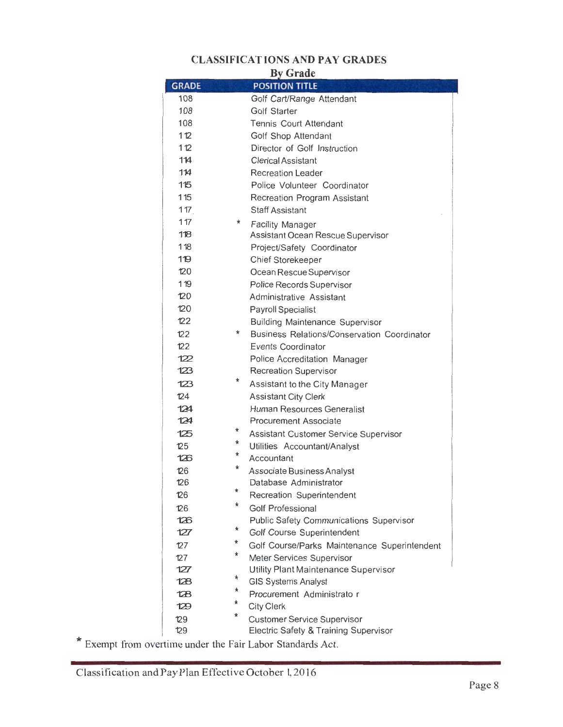## CLASSIFICATIONS AND PAY GRADES

### By Grade

| GRADE | | POSITION TITLE |
|---|---|---|
| 108 | | Golf Cart/Range Attendant |
| 108 | | Golf Starter |
| 108 | | Tennis Court Attendant |
| 112 | | Golf Shop Attendant |
| 112 | | Director of Golf Instruction |
| 114 | | Clerical Assistant |
| 114 | | Recreation Leader |
| 115 | | Police Volunteer Coordinator |
| 115 | | Recreation Program Assistant |
| 117 | | Staff Assistant |
| 117 | * | Facility Manager |
| 118 | | Assistant Ocean Rescue Supervisor |
| 118 | | Project/Safety Coordinator |
| 119 | | Chief Storekeeper |
| 120 | | Ocean Rescue Supervisor |
| 119 | | Police Records Supervisor |
| 120 | | Administrative Assistant |
| 120 | | Payroll Specialist |
| 122 | | Building Maintenance Supervisor |
| 122 | * | Business Relations/Conservation Coordinator |
| 122 | | Events Coordinator |
| 122 | | Police Accreditation Manager |
| 123 | | Recreation Supervisor |
| 123 | * | Assistant to the City Manager |
| 124 | | Assistant City Clerk |
| 124 | | Human Resources Generalist |
| 124 | | Procurement Associate |
| 125 | * | Assistant Customer Service Supervisor |
| 125 | * | Utilities Accountant/Analyst |
| 126 | * | Accountant |
| 126 | * | Associate Business Analyst |
| 126 | | Database Administrator |
| 126 | * | Recreation Superintendent |
| 126 | * | Golf Professional |
| 126 | | Public Safety Communications Supervisor |
| 127 | * | Golf Course Superintendent |
| 127 | * | Golf Course/Parks Maintenance Superintendent |
| 127 | * | Meter Services Supervisor |
| 127 | | Utility Plant Maintenance Supervisor |
| 128 | * | GIS Systems Analyst |
| 128 | * | Procurement Administrato r |
| 129 | * | City Clerk |
| 129 | * | Customer Service Supervisor |
| 129 | | Electric Safety & Training Supervisor |

\* Exempt from overtime under the Fair Labor Standards Act.

Classification and Pay Plan Effective October 1, 2016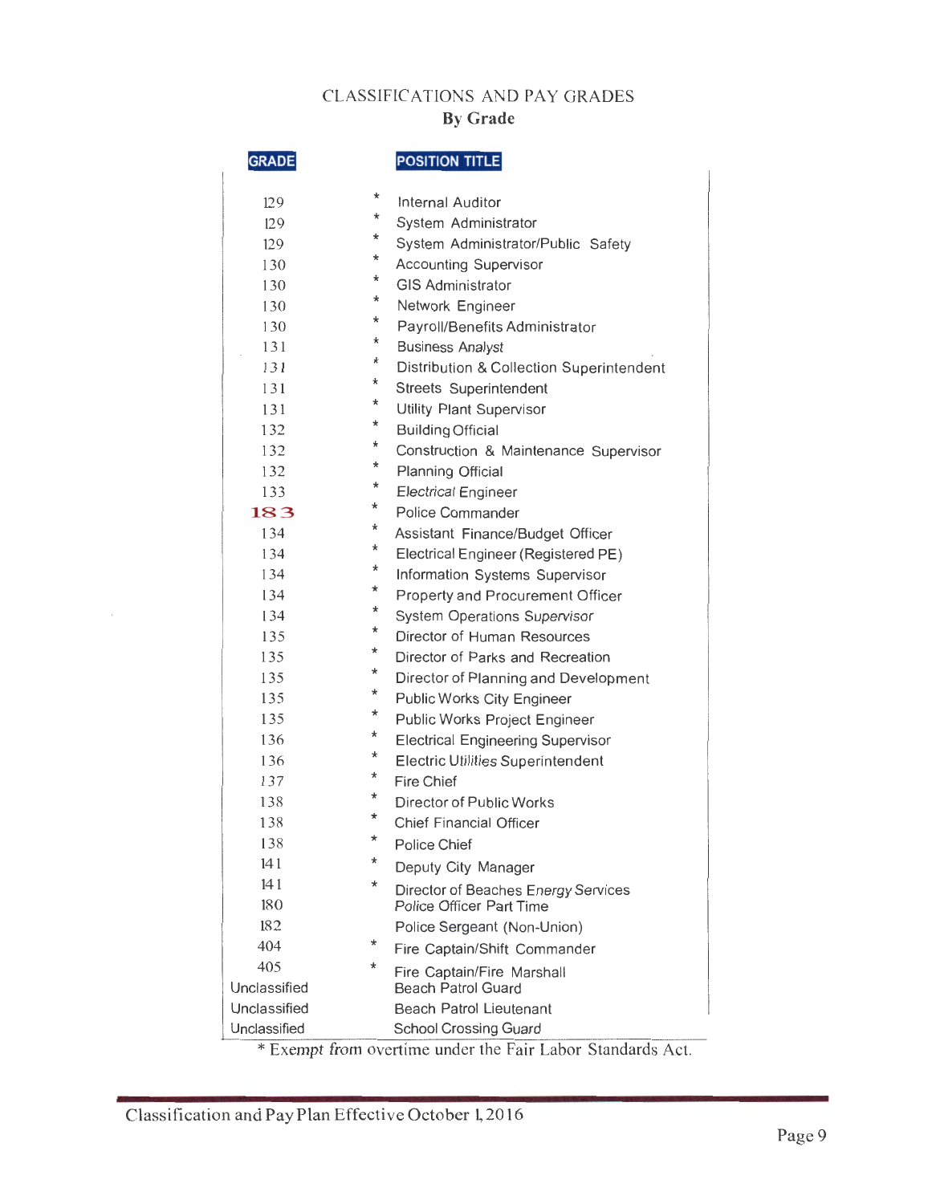# CLASSIFICATIONS AND PAY GRADES

## By Grade

| GRADE | | POSITION TITLE |
|---|---|---|
| 129 | * | Internal Auditor |
| 129 | * | System Administrator |
| 129 | * | System Administrator/Public Safety |
| 130 | * | Accounting Supervisor |
| 130 | * | GIS Administrator |
| 130 | * | Network Engineer |
| 130 | * | Payroll/Benefits Administrator |
| 131 | * | Business Analyst |
| 131 | * | Distribution & Collection Superintendent |
| 131 | * | Streets Superintendent |
| 131 | * | Utility Plant Supervisor |
| 132 | * | Building Official |
| 132 | * | Construction & Maintenance Supervisor |
| 132 | * | Planning Official |
| 133 | * | Electrical Engineer |
| 183 | * | Police Commander |
| 134 | * | Assistant Finance/Budget Officer |
| 134 | * | Electrical Engineer (Registered PE) |
| 134 | * | Information Systems Supervisor |
| 134 | * | Property and Procurement Officer |
| 134 | * | System Operations Supervisor |
| 135 | * | Director of Human Resources |
| 135 | * | Director of Parks and Recreation |
| 135 | * | Director of Planning and Development |
| 135 | * | Public Works City Engineer |
| 135 | * | Public Works Project Engineer |
| 136 | * | Electrical Engineering Supervisor |
| 136 | * | Electric Utilities Superintendent |
| 137 | * | Fire Chief |
| 138 | * | Director of Public Works |
| 138 | * | Chief Financial Officer |
| 138 | * | Police Chief |
| 141 | * | Deputy City Manager |
| 141 | * | Director of Beaches Energy Services |
| 180 | | Police Officer Part Time |
| 182 | | Police Sergeant (Non-Union) |
| 404 | * | Fire Captain/Shift Commander |
| 405 | * | Fire Captain/Fire Marshall |
| Unclassified | | Beach Patrol Guard |
| Unclassified | | Beach Patrol Lieutenant |
| Unclassified | | School Crossing Guard |

* Exempt from overtime under the Fair Labor Standards Act.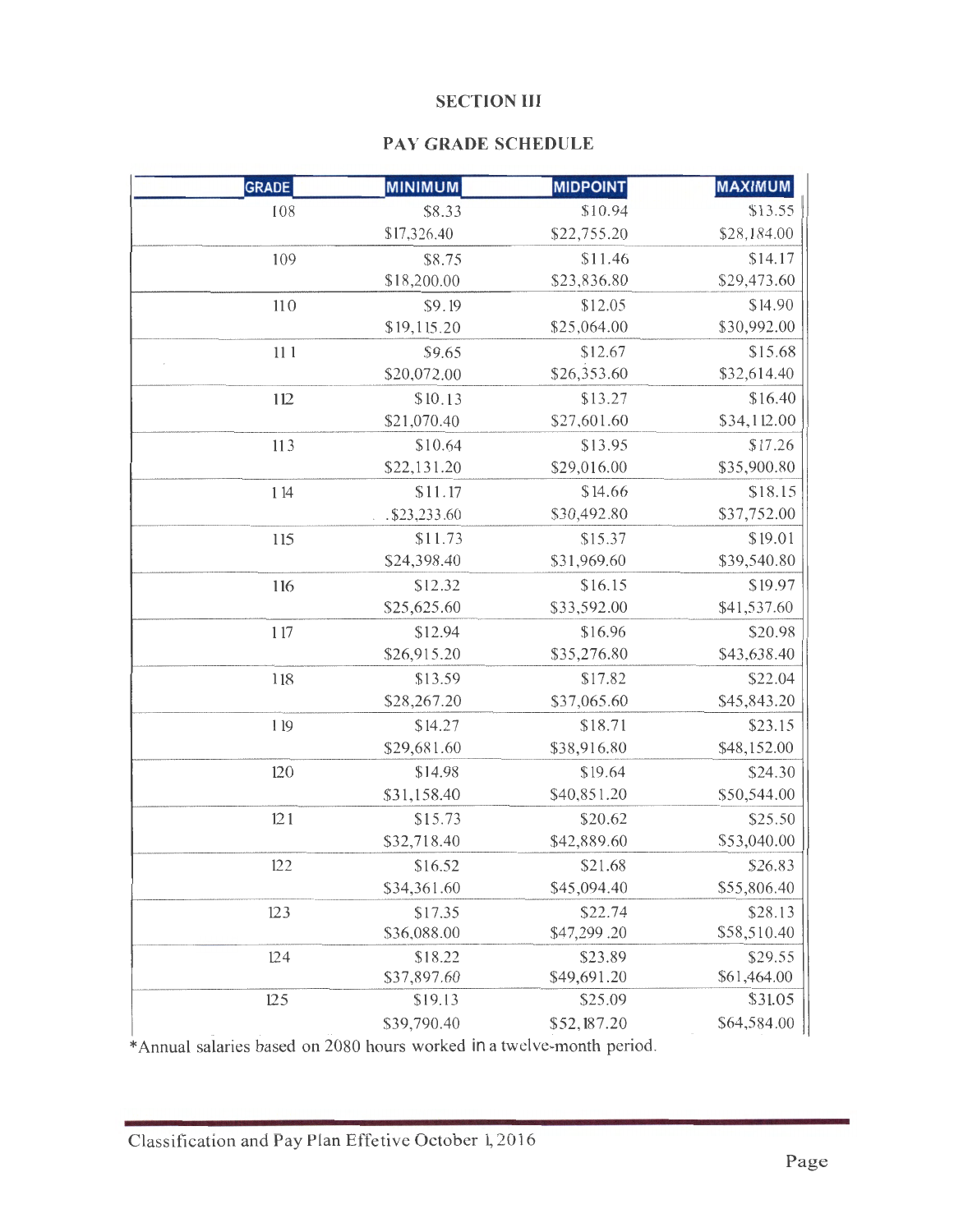## SECTION III

## PAY GRADE SCHEDULE

| GRADE | MINIMUM | MIDPOINT | MAXIMUM |
|---|---|---|---|
| 108 | $8.33 | $10.94 | $13.55 |
| | $17,326.40 | $22,755.20 | $28,184.00 |
| 109 | $8.75 | $11.46 | $14.17 |
| | $18,200.00 | $23,836.80 | $29,473.60 |
| 110 | $9.19 | $12.05 | $14.90 |
| | $19,115.20 | $25,064.00 | $30,992.00 |
| 111 | $9.65 | $12.67 | $15.68 |
| | $20,072.00 | $26,353.60 | $32,614.40 |
| 112 | $10.13 | $13.27 | $16.40 |
| | $21,070.40 | $27,601.60 | $34,112.00 |
| 113 | $10.64 | $13.95 | $17.26 |
| | $22,131.20 | $29,016.00 | $35,900.80 |
| 114 | $11.17 | $14.66 | $18.15 |
| | $23,233.60 | $30,492.80 | $37,752.00 |
| 115 | $11.73 | $15.37 | $19.01 |
| | $24,398.40 | $31,969.60 | $39,540.80 |
| 116 | $12.32 | $16.15 | $19.97 |
| | $25,625.60 | $33,592.00 | $41,537.60 |
| 117 | $12.94 | $16.96 | $20.98 |
| | $26,915.20 | $35,276.80 | $43,638.40 |
| 118 | $13.59 | $17.82 | $22.04 |
| | $28,267.20 | $37,065.60 | $45,843.20 |
| 119 | $14.27 | $18.71 | $23.15 |
| | $29,681.60 | $38,916.80 | $48,152.00 |
| 120 | $14.98 | $19.64 | $24.30 |
| | $31,158.40 | $40,851.20 | $50,544.00 |
| 121 | $15.73 | $20.62 | $25.50 |
| | $32,718.40 | $42,889.60 | $53,040.00 |
| 122 | $16.52 | $21.68 | $26.83 |
| | $34,361.60 | $45,094.40 | $55,806.40 |
| 123 | $17.35 | $22.74 | $28.13 |
| | $36,088.00 | $47,299.20 | $58,510.40 |
| 124 | $18.22 | $23.89 | $29.55 |
| | $37,897.60 | $49,691.20 | $61,464.00 |
| 125 | $19.13 | $25.09 | $31.05 |
| | $39,790.40 | $52,187.20 | $64,584.00 |

*Annual salaries based on 2080 hours worked in a twelve-month period.

Classification and Pay Plan Effetive October 1, 2016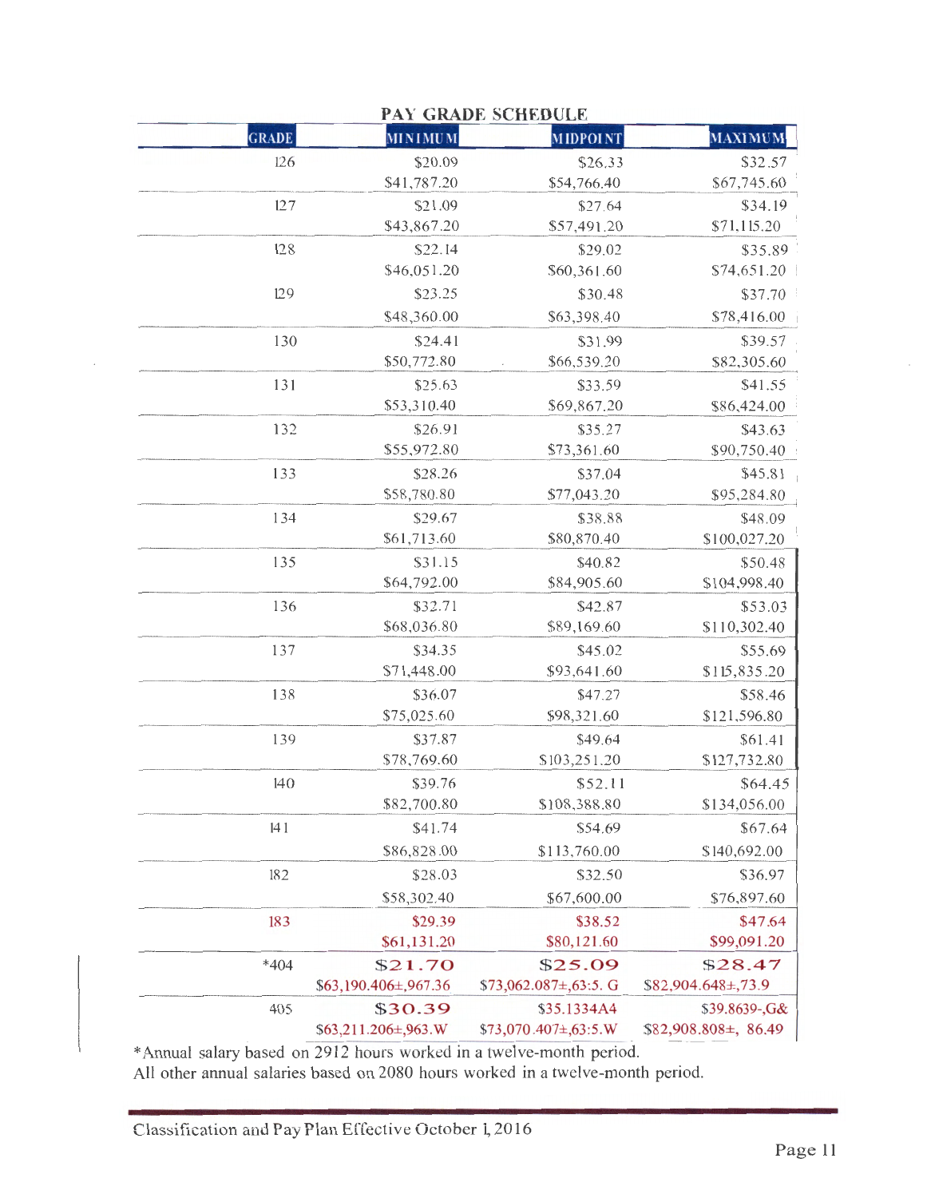## PAY GRADE SCHEDULE

| GRADE | MINIMUM | MIDPOINT | MAXIMUM |
|---|---|---|---|
| 126 | $20.09<br>$41,787.20 | $26.33<br>$54,766.40 | $32.57<br>$67,745.60 |
| 127 | $21.09<br>$43,867.20 | $27.64<br>$57,491.20 | $34.19<br>$71,115.20 |
| 128 | $22.14<br>$46,051.20 | $29.02<br>$60,361.60 | $35.89<br>$74,651.20 |
| 129 | $23.25<br>$48,360.00 | $30.48<br>$63,398.40 | $37.70<br>$78,416.00 |
| 130 | $24.41<br>$50,772.80 | $31.99<br>$66,539.20 | $39.57<br>$82,305.60 |
| 131 | $25.63<br>$53,310.40 | $33.59<br>$69,867.20 | $41.55<br>$86,424.00 |
| 132 | $26.91<br>$55,972.80 | $35.27<br>$73,361.60 | $43.63<br>$90,750.40 |
| 133 | $28.26<br>$58,780.80 | $37.04<br>$77,043.20 | $45.81<br>$95,284.80 |
| 134 | $29.67<br>$61,713.60 | $38.88<br>$80,870.40 | $48.09<br>$100,027.20 |
| 135 | $31.15<br>$64,792.00 | $40.82<br>$84,905.60 | $50.48<br>$104,998.40 |
| 136 | $32.71<br>$68,036.80 | $42.87<br>$89,169.60 | $53.03<br>$110,302.40 |
| 137 | $34.35<br>$71,448.00 | $45.02<br>$93,641.60 | $55.69<br>$115,835.20 |
| 138 | $36.07<br>$75,025.60 | $47.27<br>$98,321.60 | $58.46<br>$121,596.80 |
| 139 | $37.87<br>$78,769.60 | $49.64<br>$103,251.20 | $61.41<br>$127,732.80 |
| 140 | $39.76<br>$82,700.80 | $52.11<br>$108,388.80 | $64.45<br>$134,056.00 |
| 141 | $41.74<br>$86,828.00 | $54.69<br>$113,760.00 | $67.64<br>$140,692.00 |
| 182 | $28.03<br>$58,302.40 | $32.50<br>$67,600.00 | $36.97<br>$76,897.60 |
| 183 | $29.39<br>$61,131.20 | $38.52<br>$80,121.60 | $47.64<br>$99,091.20 |
| *404 | $21.70<br>$63,190.406±,967.36 | $25.09<br>$73,062.087±,63:5. G | $28.47<br>$82,904.648±,73.9 |
| 405 | $30.39<br>$63,211.206±,963.W | $35.1334A4<br>$73,070.407±,63:5.W | $39.8639-,G&<br>$82,908.808±, 86.49 |

*Annual salary based on 2912 hours worked in a twelve-month period.
All other annual salaries based on 2080 hours worked in a twelve-month period.

Classification and Pay Plan Effective October 1, 2016